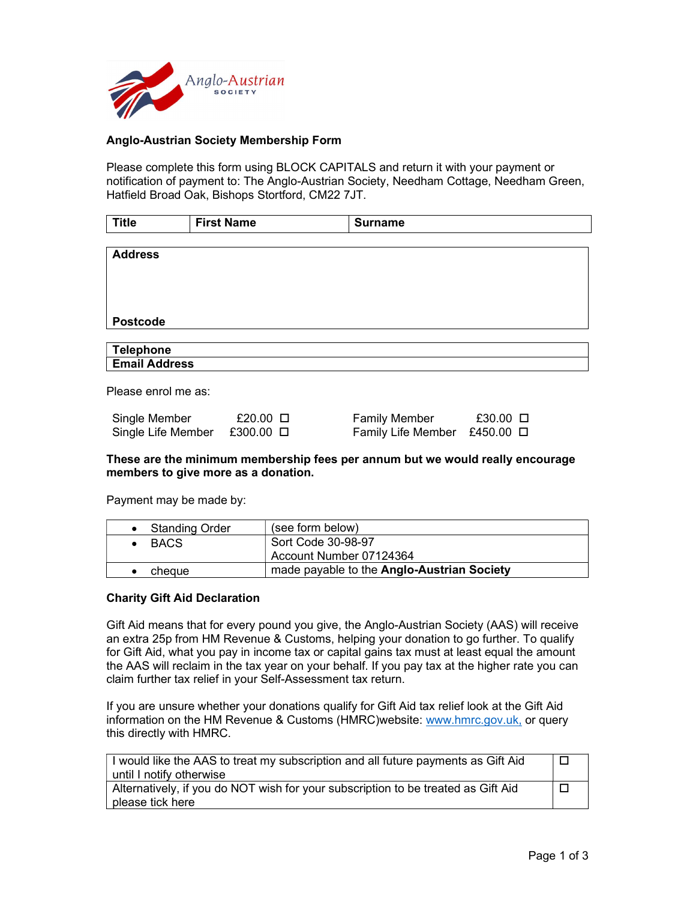Anglo-Austrian SOCIETY

## Anglo-Austrian Society Membership Form

Please complete this form using BLOCK CAPITALS and return it with your payment or notification of payment to: The Anglo-Austrian Society, Needham Cottage, Needham Green, Hatfield Broad Oak, Bishops Stortford, CM22 7JT.

| **Title** | **First Name** | **Surname** |
|---|---|---|
| | | |

| **Address** |
|---|
| |
| **Postcode** |

| **Telephone** |
|---|
| **Email Address** |

Please enrol me as:

| | | | |
|---|---|---|---|
| Single Member | £20.00 ☐ | Family Member | £30.00 ☐ |
| Single Life Member | £300.00 ☐ | Family Life Member | £450.00 ☐ |

**These are the minimum membership fees per annum but we would really encourage members to give more as a donation.**

Payment may be made by:

| Method | Details |
|---|---|
| • Standing Order | (see form below) |
| • BACS | Sort Code 30-98-97<br>Account Number 07124364 |
| • cheque | made payable to the **Anglo-Austrian Society** |

### Charity Gift Aid Declaration

Gift Aid means that for every pound you give, the Anglo-Austrian Society (AAS) will receive an extra 25p from HM Revenue & Customs, helping your donation to go further. To qualify for Gift Aid, what you pay in income tax or capital gains tax must at least equal the amount the AAS will reclaim in the tax year on your behalf. If you pay tax at the higher rate you can claim further tax relief in your Self-Assessment tax return.

If you are unsure whether your donations qualify for Gift Aid tax relief look at the Gift Aid information on the HM Revenue & Customs (HMRC)website: www.hmrc.gov.uk, or query this directly with HMRC.

| | |
|---|---|
| I would like the AAS to treat my subscription and all future payments as Gift Aid until I notify otherwise | ☐ |
| Alternatively, if you do NOT wish for your subscription to be treated as Gift Aid please tick here | ☐ |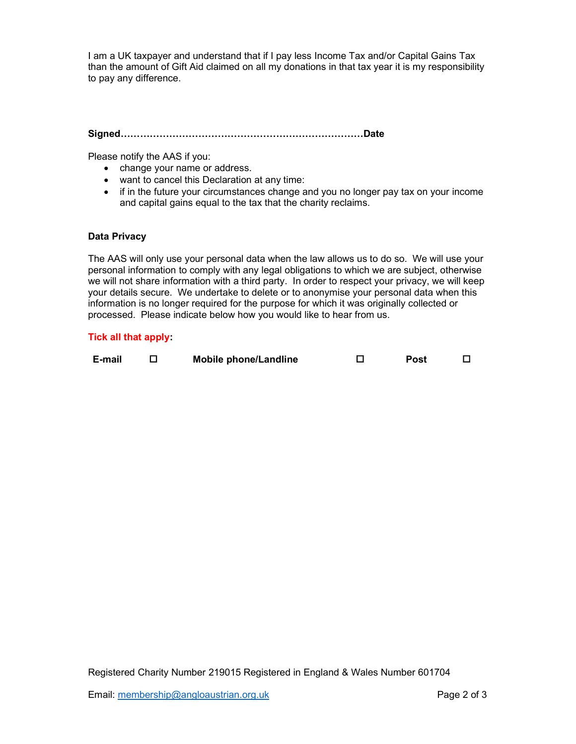I am a UK taxpayer and understand that if I pay less Income Tax and/or Capital Gains Tax than the amount of Gift Aid claimed on all my donations in that tax year it is my responsibility to pay any difference.

**Signed……………………………………………………………………Date**

Please notify the AAS if you:

- change your name or address.
- want to cancel this Declaration at any time:
- if in the future your circumstances change and you no longer pay tax on your income and capital gains equal to the tax that the charity reclaims.

**Data Privacy**

The AAS will only use your personal data when the law allows us to do so. We will use your personal information to comply with any legal obligations to which we are subject, otherwise we will not share information with a third party. In order to respect your privacy, we will keep your details secure. We undertake to delete or to anonymise your personal data when this information is no longer required for the purpose for which it was originally collected or processed. Please indicate below how you would like to hear from us.

**Tick all that apply:**

**E-mail** ☐ **Mobile phone/Landline** ☐ **Post** ☐

Registered Charity Number 219015 Registered in England & Wales Number 601704

Email: membership@angloaustrian.org.uk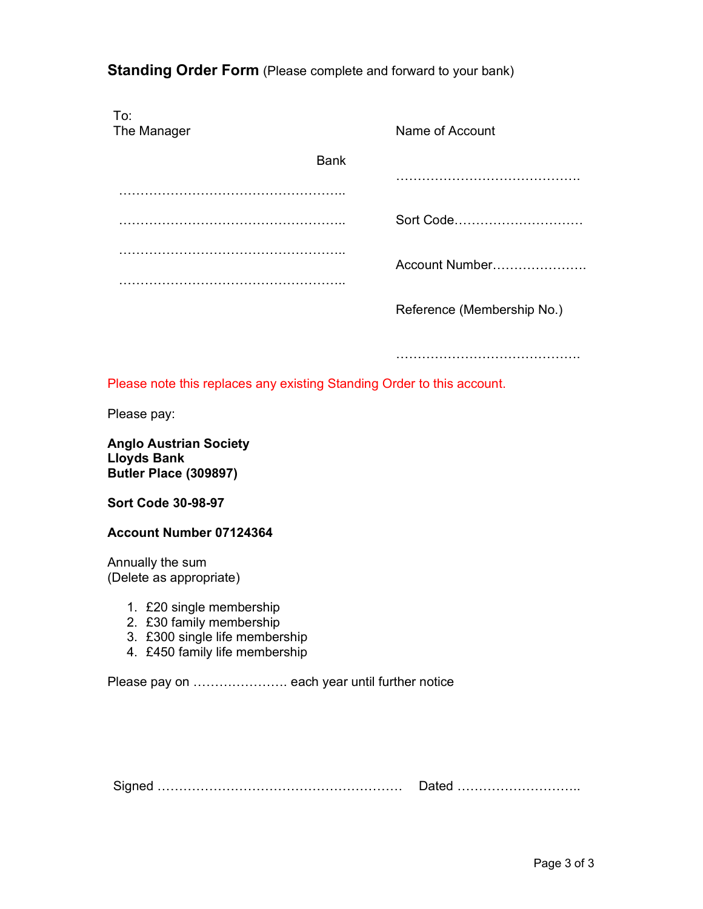## **Standing Order Form** (Please complete and forward to your bank)

To:
The Manager

Bank

……………………………………………..

……………………………………………..

……………………………………………..

……………………………………………..

Name of Account

…………………………………….

Sort Code…………………………

Account Number………………….

Reference (Membership No.)

…………………………………….

Please note this replaces any existing Standing Order to this account.

Please pay:

**Anglo Austrian Society**
**Lloyds Bank**
**Butler Place (309897)**

**Sort Code 30-98-97**

**Account Number 07124364**

Annually the sum
(Delete as appropriate)

1. £20 single membership
2. £30 family membership
3. £300 single life membership
4. £450 family life membership

Please pay on …………………. each year until further notice

Signed …………………………………………………  Dated ………………………..